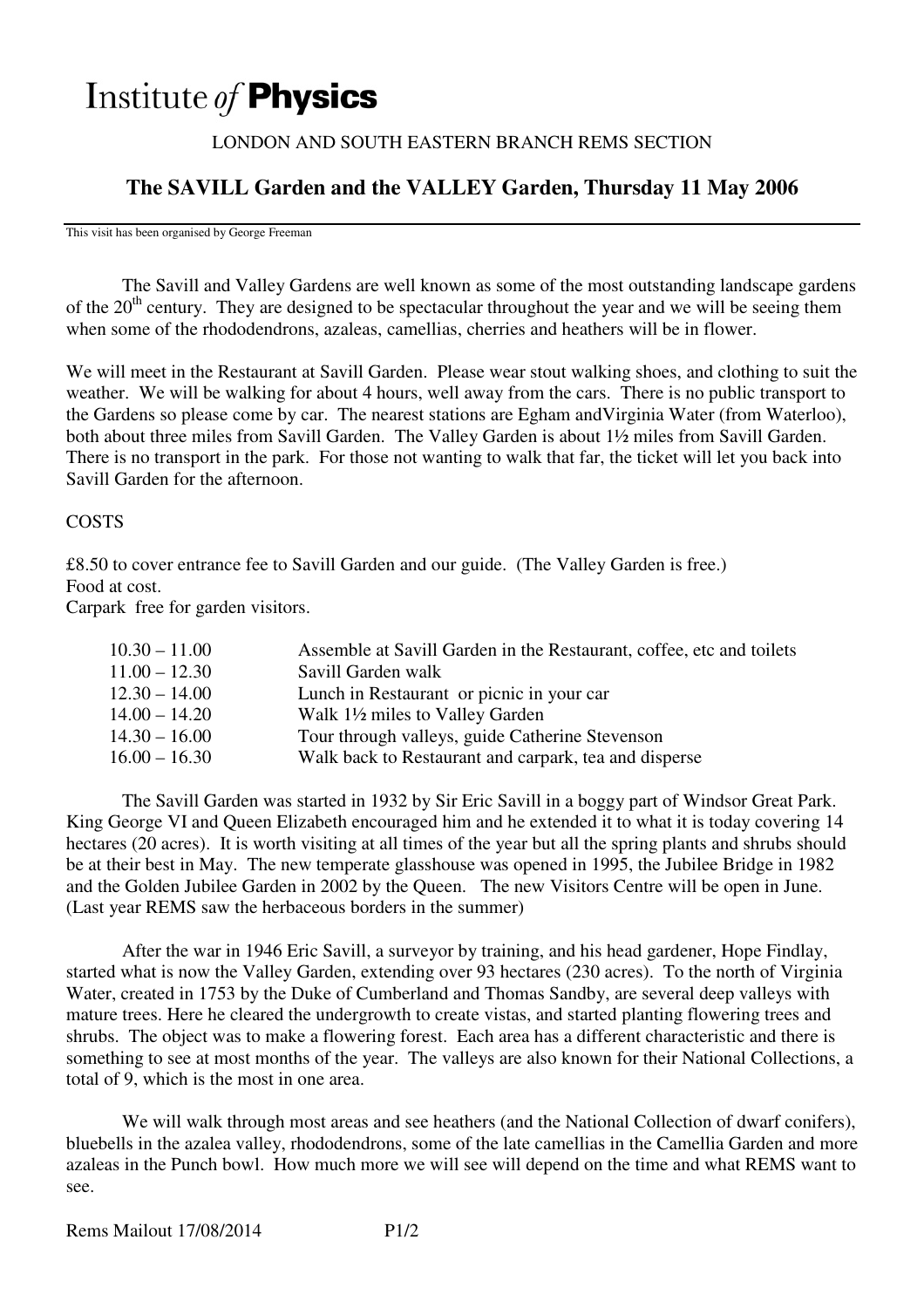# Institute *of* **Physics**

LONDON AND SOUTH EASTERN BRANCH REMS SECTION

## The SAVILL Garden and the VALLEY Garden, Thursday 11 May 2006

This visit has been organised by George Freeman

The Savill and Valley Gardens are well known as some of the most outstanding landscape gardens of the 20th century. They are designed to be spectacular throughout the year and we will be seeing them when some of the rhododendrons, azaleas, camellias, cherries and heathers will be in flower.

We will meet in the Restaurant at Savill Garden. Please wear stout walking shoes, and clothing to suit the weather. We will be walking for about 4 hours, well away from the cars. There is no public transport to the Gardens so please come by car. The nearest stations are Egham andVirginia Water (from Waterloo), both about three miles from Savill Garden. The Valley Garden is about 1½ miles from Savill Garden. There is no transport in the park. For those not wanting to walk that far, the ticket will let you back into Savill Garden for the afternoon.

COSTS

£8.50 to cover entrance fee to Savill Garden and our guide. (The Valley Garden is free.)
Food at cost.
Carpark free for garden visitors.

| | |
|---|---|
| 10.30 – 11.00 | Assemble at Savill Garden in the Restaurant, coffee, etc and toilets |
| 11.00 – 12.30 | Savill Garden walk |
| 12.30 – 14.00 | Lunch in Restaurant or picnic in your car |
| 14.00 – 14.20 | Walk 1½ miles to Valley Garden |
| 14.30 – 16.00 | Tour through valleys, guide Catherine Stevenson |
| 16.00 – 16.30 | Walk back to Restaurant and carpark, tea and disperse |

The Savill Garden was started in 1932 by Sir Eric Savill in a boggy part of Windsor Great Park. King George VI and Queen Elizabeth encouraged him and he extended it to what it is today covering 14 hectares (20 acres). It is worth visiting at all times of the year but all the spring plants and shrubs should be at their best in May. The new temperate glasshouse was opened in 1995, the Jubilee Bridge in 1982 and the Golden Jubilee Garden in 2002 by the Queen. The new Visitors Centre will be open in June. (Last year REMS saw the herbaceous borders in the summer)

After the war in 1946 Eric Savill, a surveyor by training, and his head gardener, Hope Findlay, started what is now the Valley Garden, extending over 93 hectares (230 acres). To the north of Virginia Water, created in 1753 by the Duke of Cumberland and Thomas Sandby, are several deep valleys with mature trees. Here he cleared the undergrowth to create vistas, and started planting flowering trees and shrubs. The object was to make a flowering forest. Each area has a different characteristic and there is something to see at most months of the year. The valleys are also known for their National Collections, a total of 9, which is the most in one area.

We will walk through most areas and see heathers (and the National Collection of dwarf conifers), bluebells in the azalea valley, rhododendrons, some of the late camellias in the Camellia Garden and more azaleas in the Punch bowl. How much more we will see will depend on the time and what REMS want to see.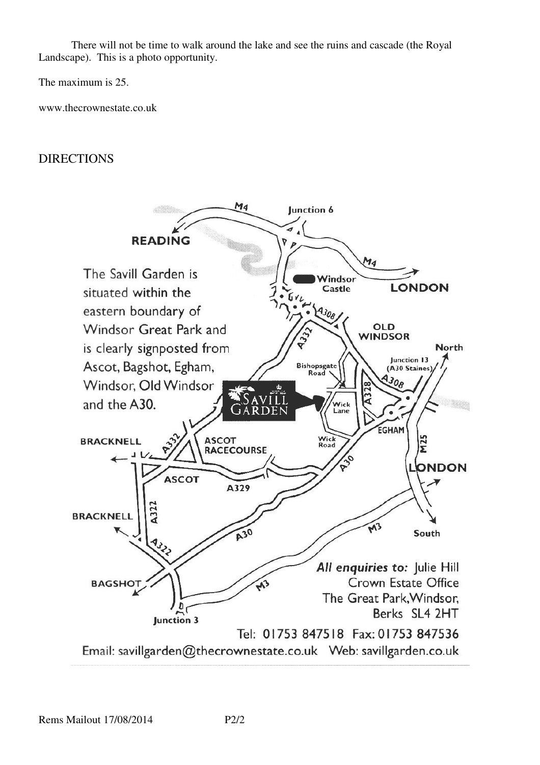There will not be time to walk around the lake and see the ruins and cascade (the Royal Landscape). This is a photo opportunity.

The maximum is 25.

www.thecrownestate.co.uk

## DIRECTIONS

The Savill Garden is situated within the eastern boundary of Windsor Great Park and is clearly signposted from Ascot, Bagshot, Egham, Windsor, Old Windsor and the A30.

M4
Junction 6
READING
Windsor Castle
M4
LONDON
A308
A332
OLD WINDSOR
North
Junction 13 (A30 Staines)
Bishopsgate Road
A308
A328
SAVILL GARDEN
Wick Lane
EGHAM
Wick Road
M25
A332
BRACKNELL
ASCOT RACECOURSE
A30
LONDON
ASCOT
A329
A322
BRACKNELL
M3
South
A30
A322
BAGSHOT
M3
Junction 3

*All enquiries to:* Julie Hill
Crown Estate Office
The Great Park, Windsor,
Berks SL4 2HT

Tel: 01753 847518 Fax: 01753 847536
Email: savillgarden@thecrownestate.co.uk Web: savillgarden.co.uk

Rems Mailout 17/08/2014